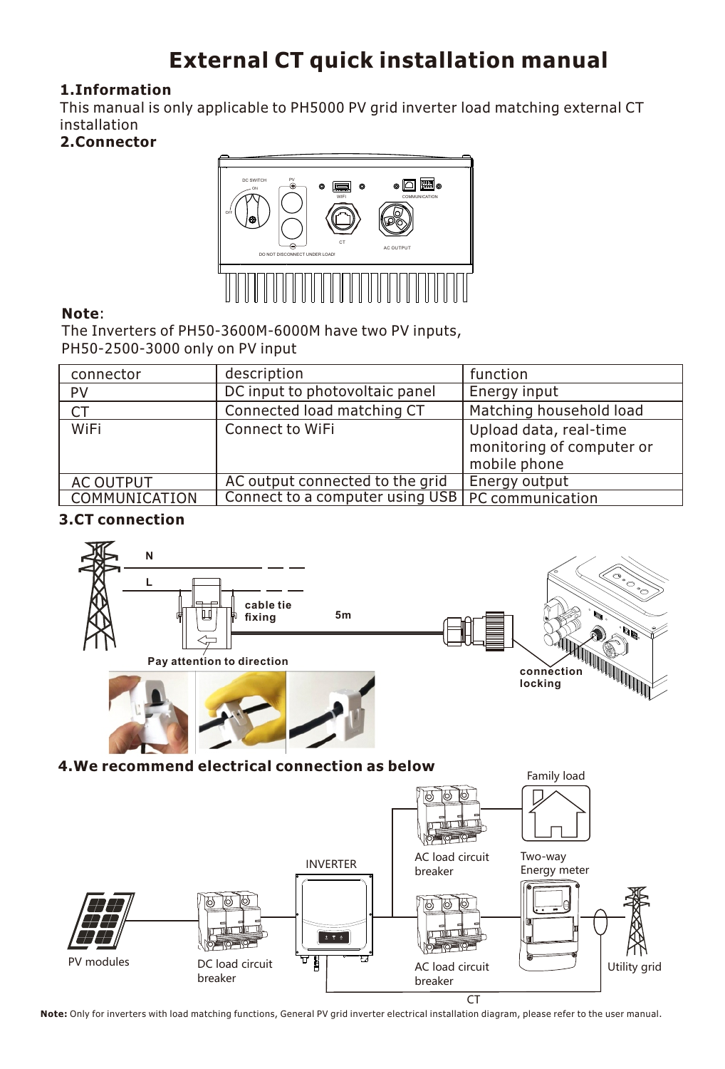# External CT quick installation manual

## 1.Information

This manual is only applicable to PH5000 PV grid inverter load matching external CT installation

## 2.Connector

DC SWITCH
ON
OFF
PV
WIFI
COMMUNICATION
CT
AC OUTPUT
DO NOT DISCONNECT UNDER LOAD!

**Note**:
The Inverters of PH50-3600M-6000M have two PV inputs,
PH50-2500-3000 only on PV input

| connector | description | function |
|---|---|---|
| PV | DC input to photovoltaic panel | Energy input |
| CT | Connected load matching CT | Matching household load |
| WiFi | Connect to WiFi | Upload data, real-time monitoring of computer or mobile phone |
| AC OUTPUT | AC output connected to the grid | Energy output |
| COMMUNICATION | Connect to a computer using USB | PC communication |

## 3.CT connection

N
L
cable tie fixing
5m
Pay attention to direction
connection locking

## 4.We recommend electrical connection as below

Family load
AC load circuit breaker
Two-way Energy meter
INVERTER
PV modules
DC load circuit breaker
AC load circuit breaker
Utility grid
CT

**Note:** Only for inverters with load matching functions, General PV grid inverter electrical installation diagram, please refer to the user manual.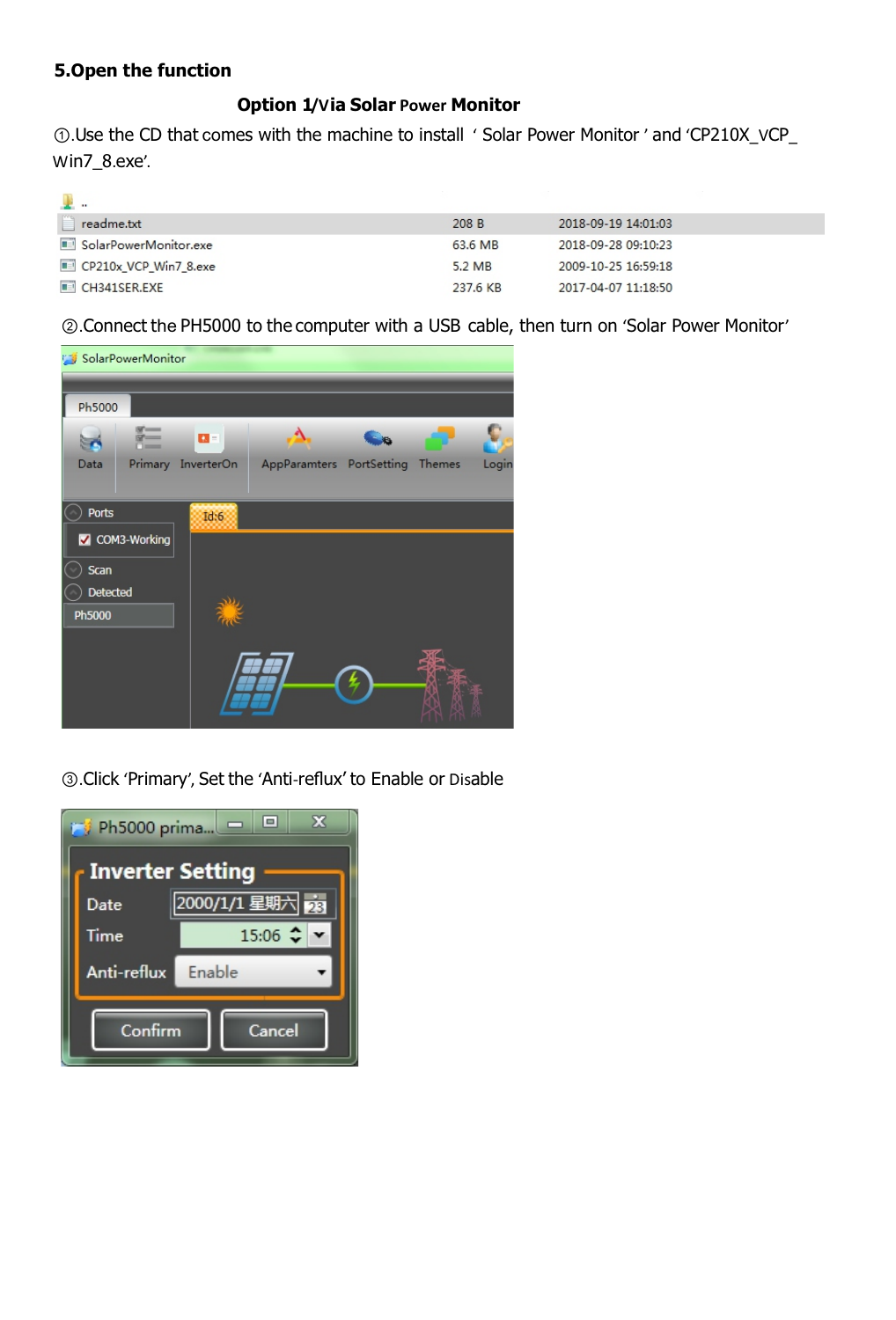## 5.Open the function

### Option 1/Via Solar Power Monitor

①.Use the CD that comes with the machine to install ' Solar Power Monitor ' and 'CP210X_VCP_Win7_8.exe'.

| | | |
|---|---|---|
| .. | | |
| readme.txt | 208 B | 2018-09-19 14:01:03 |
| SolarPowerMonitor.exe | 63.6 MB | 2018-09-28 09:10:23 |
| CP210x_VCP_Win7_8.exe | 5.2 MB | 2009-10-25 16:59:18 |
| CH341SER.EXE | 237.6 KB | 2017-04-07 11:18:50 |

②.Connect the PH5000 to the computer with a USB cable, then turn on 'Solar Power Monitor'

SolarPowerMonitor

Ph5000

Data Primary InverterOn AppParamters PortSetting Themes Login

Ports

COM3-Working

Scan

Detected

Ph5000

Id:6

③.Click 'Primary', Set the 'Anti-reflux' to Enable or Disable

Ph5000 prima...

Inverter Setting

Date 2000/1/1 星期六

Time 15:06

Anti-reflux Enable

Confirm Cancel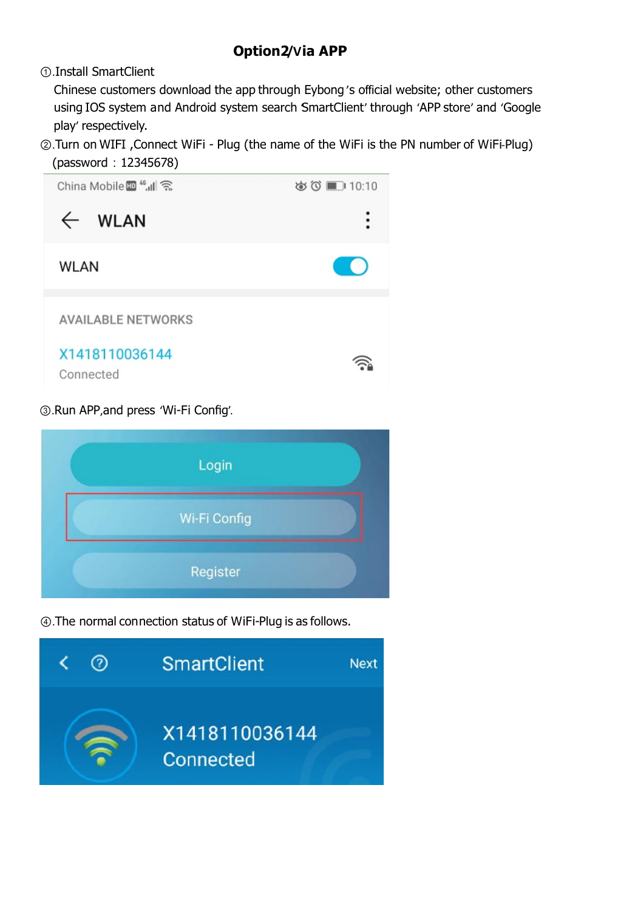# Option2/Via APP

①.Install SmartClient

Chinese customers download the app through Eybong's official website; other customers using IOS system and Android system search SmartClient' through 'APP store' and 'Google play' respectively.

②.Turn on WIFI ,Connect WiFi - Plug (the name of the WiFi is the PN number of WiFi-Plug) (password : 12345678)

③.Run APP,and press 'Wi-Fi Config'.

④.The normal connection status of WiFi-Plug is as follows.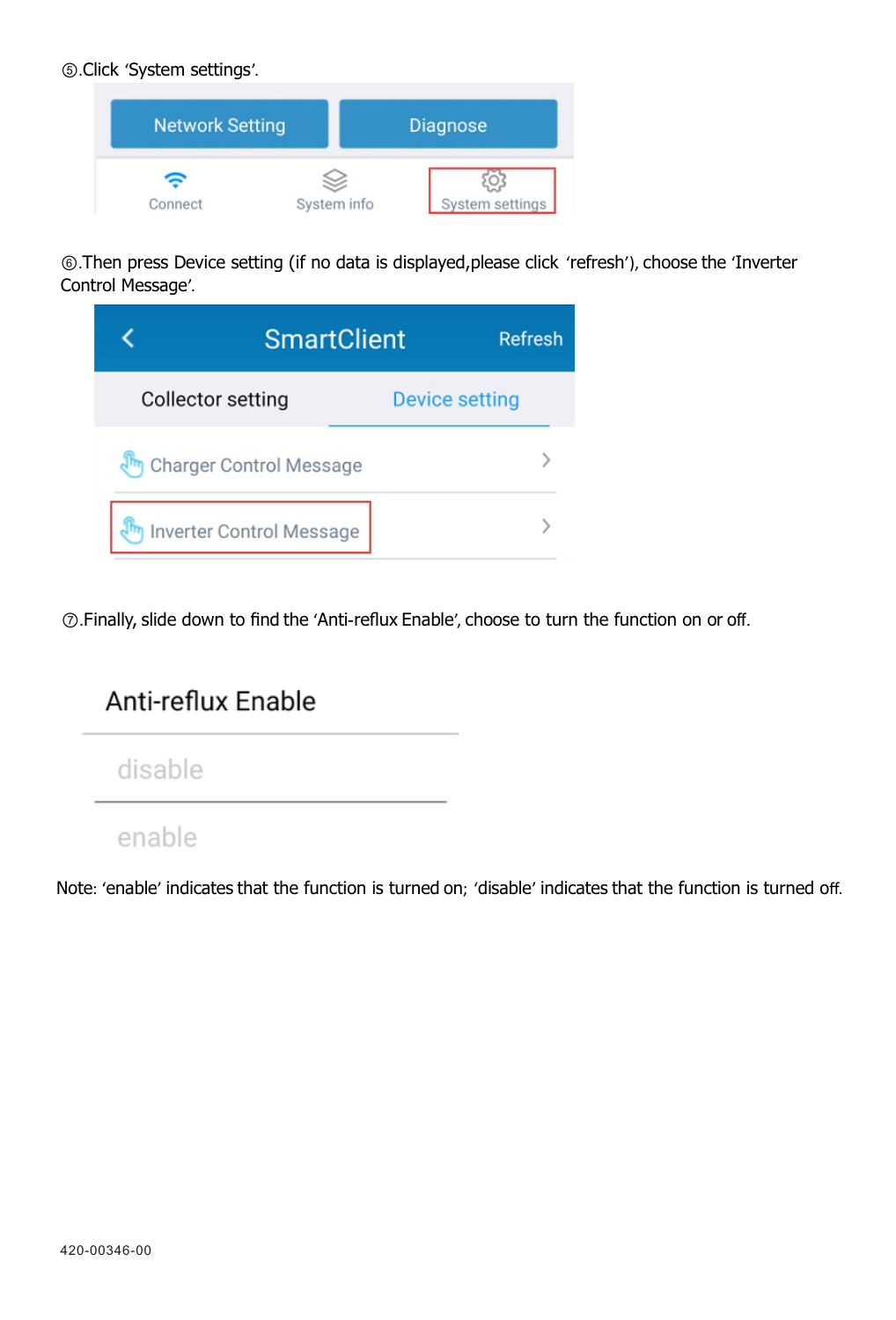⑤.Click ‘System settings’.

Network Setting
Diagnose
Connect
System info
System settings

⑥.Then press Device setting (if no data is displayed,please click ‘refresh’), choose the ‘Inverter Control Message’.

SmartClient
Refresh
Collector setting
Device setting
Charger Control Message
Inverter Control Message

⑦.Finally, slide down to find the ‘Anti-reflux Enable’, choose to turn the function on or off.

Anti-reflux Enable
disable
enable

Note: ‘enable’ indicates that the function is turned on; ‘disable’ indicates that the function is turned off.

420-00346-00